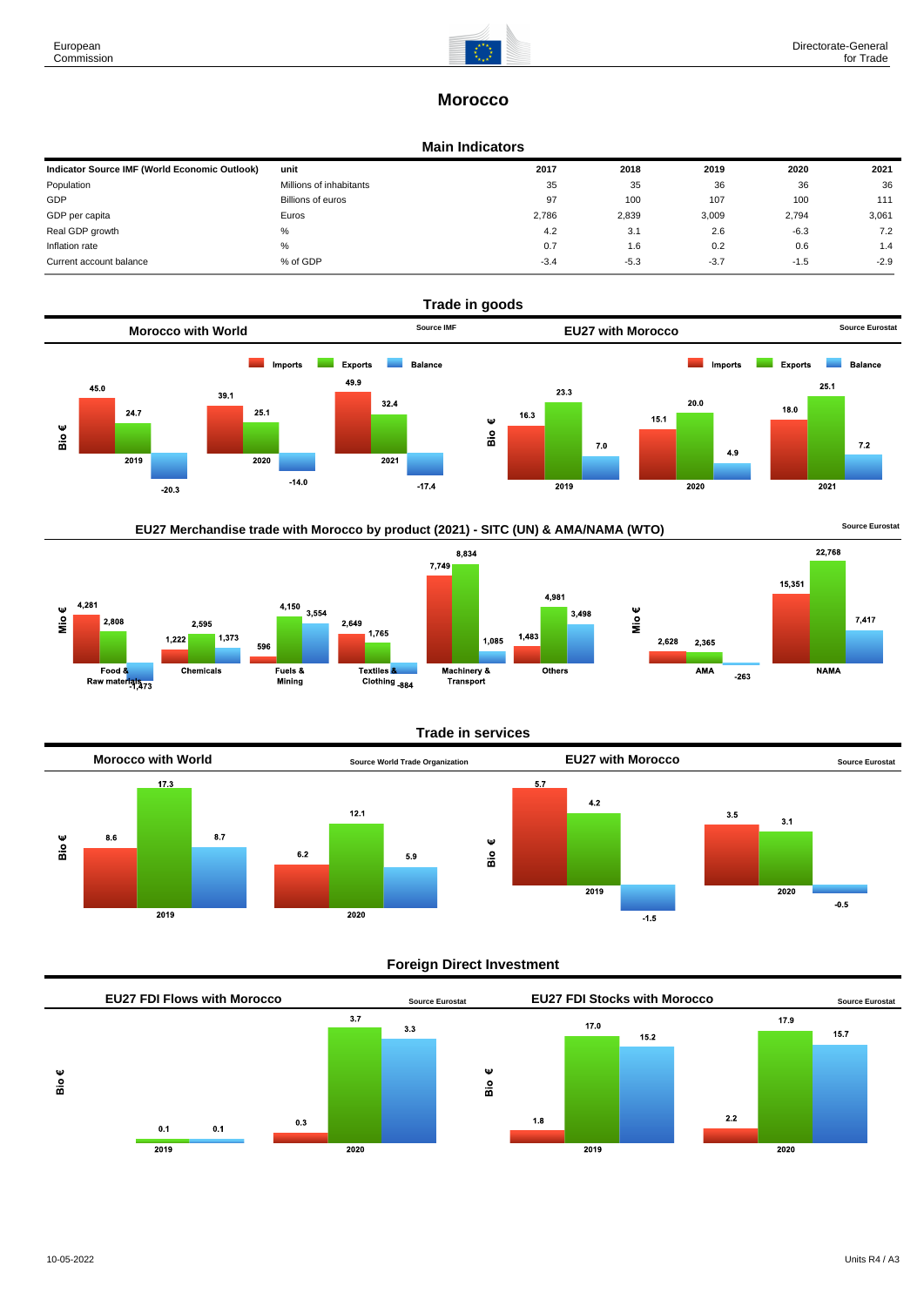# Morocco

## Main Indicators

| Indicator Source IMF (World Economic Outlook) | unit | 2017 | 2018 | 2019 | 2020 | 2021 |
|---|---|---|---|---|---|---|
| Population | Millions of inhabitants | 35 | 35 | 36 | 36 | 36 |
| GDP | Billions of euros | 97 | 100 | 107 | 100 | 111 |
| GDP per capita | Euros | 2,786 | 2,839 | 3,009 | 2,794 | 3,061 |
| Real GDP growth | % | 4.2 | 3.1 | 2.6 | -6.3 | 7.2 |
| Inflation rate | % | 0.7 | 1.6 | 0.2 | 0.6 | 1.4 |
| Current account balance | % of GDP | -3.4 | -5.3 | -3.7 | -1.5 | -2.9 |

## Trade in goods

### Morocco with World

Source IMF

Bio €

| | Imports | Exports | Balance |
|---|---|---|---|
| 2019 | 45.0 | 24.7 | -20.3 |
| 2020 | 39.1 | 25.1 | -14.0 |
| 2021 | 49.9 | 32.4 | -17.4 |

### EU27 with Morocco

Source Eurostat

Bio €

| | Imports | Exports | Balance |
|---|---|---|---|
| 2019 | 16.3 | 23.3 | 7.0 |
| 2020 | 15.1 | 20.0 | 4.9 |
| 2021 | 18.0 | 25.1 | 7.2 |

### EU27 Merchandise trade with Morocco by product (2021) - SITC (UN) & AMA/NAMA (WTO)

Source Eurostat

Mio €

| | Imports | Exports | Balance |
|---|---|---|---|
| Food & Raw materials | 4,281 | 2,808 | -1,473 |
| Chemicals | 1,222 | 2,595 | 1,373 |
| Fuels & Mining | 596 | 4,150 | 3,554 |
| Textiles & Clothing | 2,649 | 1,765 | -884 |
| Machinery & Transport | 7,749 | 8,834 | 1,085 |
| Others | 1,483 | 4,981 | 3,498 |

Mio €

| | Imports | Exports | Balance |
|---|---|---|---|
| AMA | 2,628 | 2,365 | -263 |
| NAMA | 15,351 | 22,768 | 7,417 |

## Trade in services

### Morocco with World

Source World Trade Organization

Bio €

| | Imports | Exports | Balance |
|---|---|---|---|
| 2019 | 8.6 | 17.3 | 8.7 |
| 2020 | 6.2 | 12.1 | 5.9 |

### EU27 with Morocco

Source Eurostat

Bio €

| | Imports | Exports | Balance |
|---|---|---|---|
| 2019 | 5.7 | 4.2 | -1.5 |
| 2020 | 3.5 | 3.1 | -0.5 |

## Foreign Direct Investment

### EU27 FDI Flows with Morocco

Source Eurostat

Bio €

| | Inward | Outward | Balance |
|---|---|---|---|
| 2019 | | 0.1 | 0.1 |
| 2020 | 0.3 | 3.7 | 3.3 |

### EU27 FDI Stocks with Morocco

Source Eurostat

Bio €

| | Inward | Outward | Balance |
|---|---|---|---|
| 2019 | 1.8 | 17.0 | 15.2 |
| 2020 | 2.2 | 17.9 | 15.7 |

10-05-2022

Units R4 / A3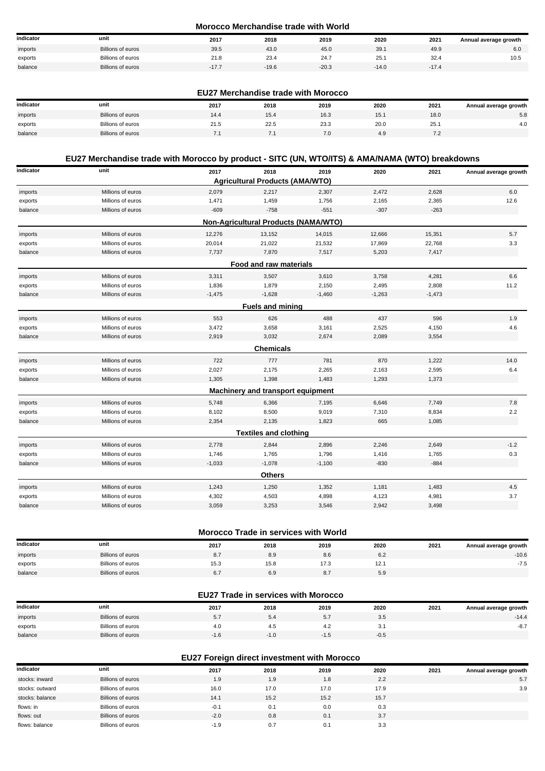## Morocco Merchandise trade with World

| indicator | unit | 2017 | 2018 | 2019 | 2020 | 2021 | Annual average growth |
|---|---|---|---|---|---|---|---|
| imports | Billions of euros | 39.5 | 43.0 | 45.0 | 39.1 | 49.9 | 6.0 |
| exports | Billions of euros | 21.8 | 23.4 | 24.7 | 25.1 | 32.4 | 10.5 |
| balance | Billions of euros | -17.7 | -19.6 | -20.3 | -14.0 | -17.4 | |

## EU27 Merchandise trade with Morocco

| indicator | unit | 2017 | 2018 | 2019 | 2020 | 2021 | Annual average growth |
|---|---|---|---|---|---|---|---|
| imports | Billions of euros | 14.4 | 15.4 | 16.3 | 15.1 | 18.0 | 5.8 |
| exports | Billions of euros | 21.5 | 22.5 | 23.3 | 20.0 | 25.1 | 4.0 |
| balance | Billions of euros | 7.1 | 7.1 | 7.0 | 4.9 | 7.2 | |

## EU27 Merchandise trade with Morocco by product - SITC (UN, WTO/ITS) & AMA/NAMA (WTO) breakdowns

| indicator | unit | 2017 | 2018 | 2019 | 2020 | 2021 | Annual average growth |
|---|---|---|---|---|---|---|---|
| | | | **Agricultural Products (AMA/WTO)** | | | | |
| imports | Millions of euros | 2,079 | 2,217 | 2,307 | 2,472 | 2,628 | 6.0 |
| exports | Millions of euros | 1,471 | 1,459 | 1,756 | 2,165 | 2,365 | 12.6 |
| balance | Millions of euros | -609 | -758 | -551 | -307 | -263 | |
| | | | **Non-Agricultural Products (NAMA/WTO)** | | | | |
| imports | Millions of euros | 12,276 | 13,152 | 14,015 | 12,666 | 15,351 | 5.7 |
| exports | Millions of euros | 20,014 | 21,022 | 21,532 | 17,869 | 22,768 | 3.3 |
| balance | Millions of euros | 7,737 | 7,870 | 7,517 | 5,203 | 7,417 | |
| | | | **Food and raw materials** | | | | |
| imports | Millions of euros | 3,311 | 3,507 | 3,610 | 3,758 | 4,281 | 6.6 |
| exports | Millions of euros | 1,836 | 1,879 | 2,150 | 2,495 | 2,808 | 11.2 |
| balance | Millions of euros | -1,475 | -1,628 | -1,460 | -1,263 | -1,473 | |
| | | | **Fuels and mining** | | | | |
| imports | Millions of euros | 553 | 626 | 488 | 437 | 596 | 1.9 |
| exports | Millions of euros | 3,472 | 3,658 | 3,161 | 2,525 | 4,150 | 4.6 |
| balance | Millions of euros | 2,919 | 3,032 | 2,674 | 2,089 | 3,554 | |
| | | | **Chemicals** | | | | |
| imports | Millions of euros | 722 | 777 | 781 | 870 | 1,222 | 14.0 |
| exports | Millions of euros | 2,027 | 2,175 | 2,265 | 2,163 | 2,595 | 6.4 |
| balance | Millions of euros | 1,305 | 1,398 | 1,483 | 1,293 | 1,373 | |
| | | | **Machinery and transport equipment** | | | | |
| imports | Millions of euros | 5,748 | 6,366 | 7,195 | 6,646 | 7,749 | 7.8 |
| exports | Millions of euros | 8,102 | 8,500 | 9,019 | 7,310 | 8,834 | 2.2 |
| balance | Millions of euros | 2,354 | 2,135 | 1,823 | 665 | 1,085 | |
| | | | **Textiles and clothing** | | | | |
| imports | Millions of euros | 2,778 | 2,844 | 2,896 | 2,246 | 2,649 | -1.2 |
| exports | Millions of euros | 1,746 | 1,765 | 1,796 | 1,416 | 1,765 | 0.3 |
| balance | Millions of euros | -1,033 | -1,078 | -1,100 | -830 | -884 | |
| | | | **Others** | | | | |
| imports | Millions of euros | 1,243 | 1,250 | 1,352 | 1,181 | 1,483 | 4.5 |
| exports | Millions of euros | 4,302 | 4,503 | 4,898 | 4,123 | 4,981 | 3.7 |
| balance | Millions of euros | 3,059 | 3,253 | 3,546 | 2,942 | 3,498 | |

## Morocco Trade in services with World

| indicator | unit | 2017 | 2018 | 2019 | 2020 | 2021 | Annual average growth |
|---|---|---|---|---|---|---|---|
| imports | Billions of euros | 8.7 | 8.9 | 8.6 | 6.2 | | -10.6 |
| exports | Billions of euros | 15.3 | 15.8 | 17.3 | 12.1 | | -7.5 |
| balance | Billions of euros | 6.7 | 6.9 | 8.7 | 5.9 | | |

## EU27 Trade in services with Morocco

| indicator | unit | 2017 | 2018 | 2019 | 2020 | 2021 | Annual average growth |
|---|---|---|---|---|---|---|---|
| imports | Billions of euros | 5.7 | 5.4 | 5.7 | 3.5 | | -14.4 |
| exports | Billions of euros | 4.0 | 4.5 | 4.2 | 3.1 | | -8.7 |
| balance | Billions of euros | -1.6 | -1.0 | -1.5 | -0.5 | | |

## EU27 Foreign direct investment with Morocco

| indicator | unit | 2017 | 2018 | 2019 | 2020 | 2021 | Annual average growth |
|---|---|---|---|---|---|---|---|
| stocks: inward | Billions of euros | 1.9 | 1.9 | 1.8 | 2.2 | | 5.7 |
| stocks: outward | Billions of euros | 16.0 | 17.0 | 17.0 | 17.9 | | 3.9 |
| stocks: balance | Billions of euros | 14.1 | 15.2 | 15.2 | 15.7 | | |
| flows: in | Billions of euros | -0.1 | 0.1 | 0.0 | 0.3 | | |
| flows: out | Billions of euros | -2.0 | 0.8 | 0.1 | 3.7 | | |
| flows: balance | Billions of euros | -1.9 | 0.7 | 0.1 | 3.3 | | |